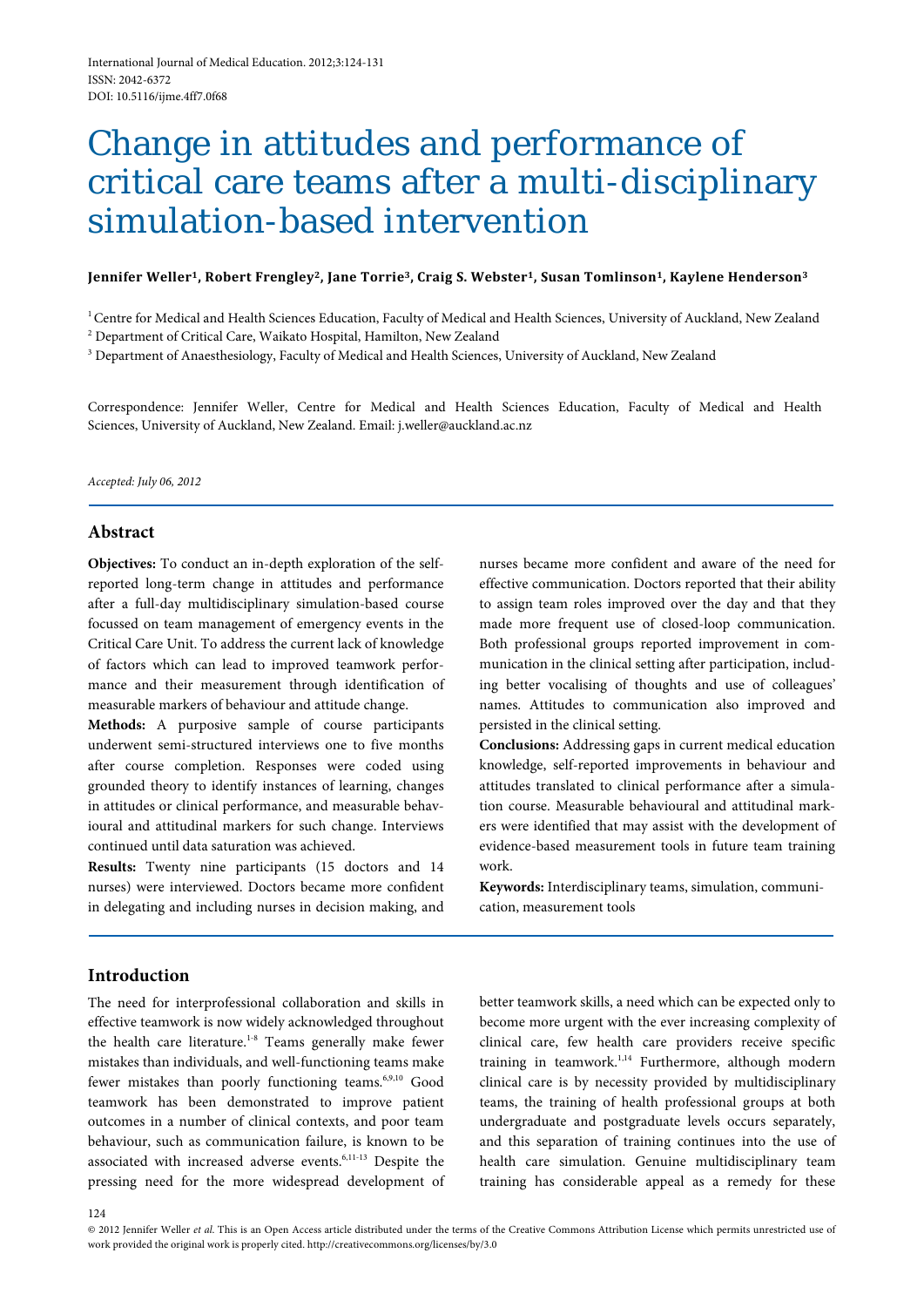International Journal of Medical Education. 2012;3:124-131
ISSN: 2042-6372
DOI: 10.5116/ijme.4ff7.0f68

# Change in attitudes and performance of critical care teams after a multi-disciplinary simulation-based intervention

**Jennifer Weller[1], Robert Frengley[2], Jane Torrie[3], Craig S. Webster[1], Susan Tomlinson[1], Kaylene Henderson[3]**

[1] Centre for Medical and Health Sciences Education, Faculty of Medical and Health Sciences, University of Auckland, New Zealand
[2] Department of Critical Care, Waikato Hospital, Hamilton, New Zealand
[3] Department of Anaesthesiology, Faculty of Medical and Health Sciences, University of Auckland, New Zealand

Correspondence: Jennifer Weller, Centre for Medical and Health Sciences Education, Faculty of Medical and Health Sciences, University of Auckland, New Zealand. Email: j.weller@auckland.ac.nz

*Accepted: July 06, 2012*

## Abstract

**Objectives:** To conduct an in-depth exploration of the self-reported long-term change in attitudes and performance after a full-day multidisciplinary simulation-based course focussed on team management of emergency events in the Critical Care Unit. To address the current lack of knowledge of factors which can lead to improved teamwork performance and their measurement through identification of measurable markers of behaviour and attitude change.

**Methods:** A purposive sample of course participants underwent semi-structured interviews one to five months after course completion. Responses were coded using grounded theory to identify instances of learning, changes in attitudes or clinical performance, and measurable behavioural and attitudinal markers for such change. Interviews continued until data saturation was achieved.

**Results:** Twenty nine participants (15 doctors and 14 nurses) were interviewed. Doctors became more confident in delegating and including nurses in decision making, and nurses became more confident and aware of the need for effective communication. Doctors reported that their ability to assign team roles improved over the day and that they made more frequent use of closed-loop communication. Both professional groups reported improvement in communication in the clinical setting after participation, including better vocalising of thoughts and use of colleagues' names. Attitudes to communication also improved and persisted in the clinical setting.

**Conclusions:** Addressing gaps in current medical education knowledge, self-reported improvements in behaviour and attitudes translated to clinical performance after a simulation course. Measurable behavioural and attitudinal markers were identified that may assist with the development of evidence-based measurement tools in future team training work.

**Keywords:** Interdisciplinary teams, simulation, communication, measurement tools

## Introduction

The need for interprofessional collaboration and skills in effective teamwork is now widely acknowledged throughout the health care literature.[1-8] Teams generally make fewer mistakes than individuals, and well-functioning teams make fewer mistakes than poorly functioning teams.[6,9,10] Good teamwork has been demonstrated to improve patient outcomes in a number of clinical contexts, and poor team behaviour, such as communication failure, is known to be associated with increased adverse events.[6,11-13] Despite the pressing need for the more widespread development of better teamwork skills, a need which can be expected only to become more urgent with the ever increasing complexity of clinical care, few health care providers receive specific training in teamwork.[1,14] Furthermore, although modern clinical care is by necessity provided by multidisciplinary teams, the training of health professional groups at both undergraduate and postgraduate levels occurs separately, and this separation of training continues into the use of health care simulation. Genuine multidisciplinary team training has considerable appeal as a remedy for these

© 2012 Jennifer Weller *et al.* This is an Open Access article distributed under the terms of the Creative Commons Attribution License which permits unrestricted use of work provided the original work is properly cited. http://creativecommons.org/licenses/by/3.0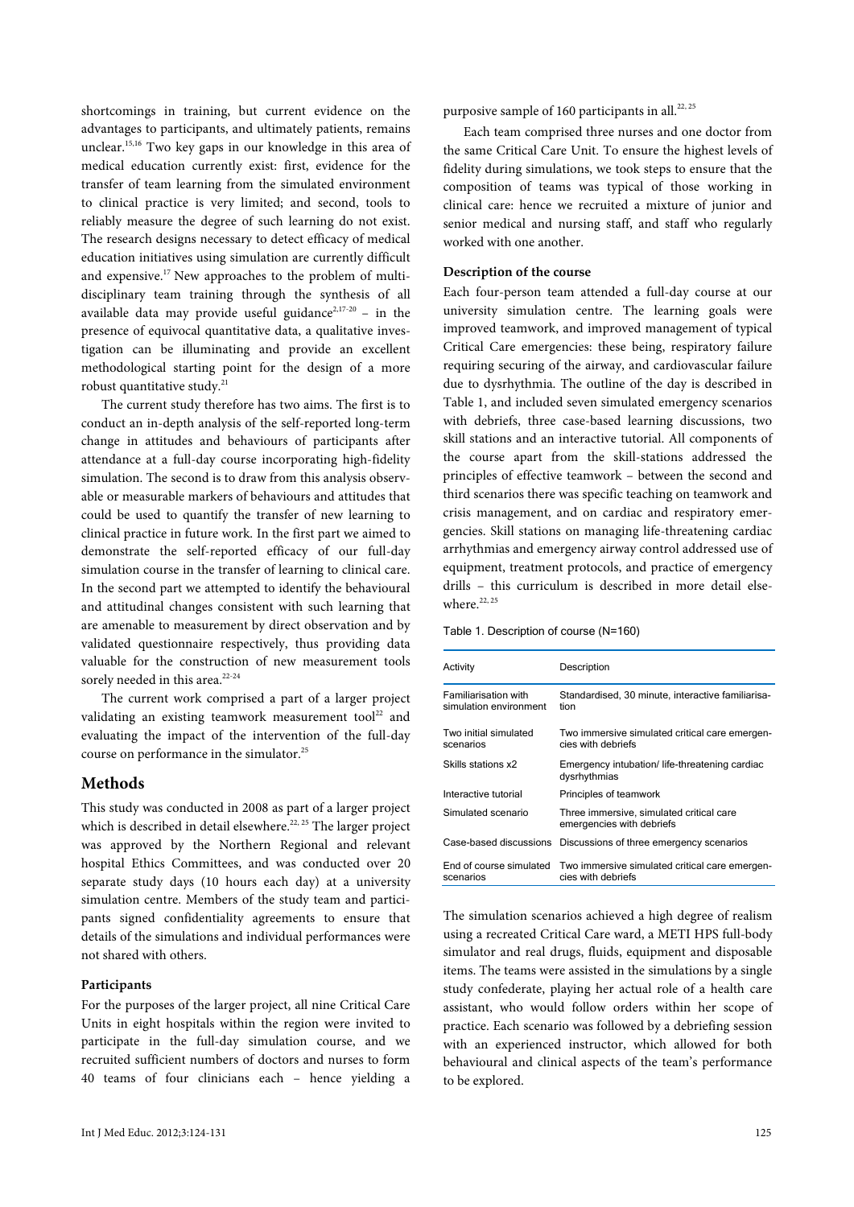shortcomings in training, but current evidence on the advantages to participants, and ultimately patients, remains unclear.[15,16] Two key gaps in our knowledge in this area of medical education currently exist: first, evidence for the transfer of team learning from the simulated environment to clinical practice is very limited; and second, tools to reliably measure the degree of such learning do not exist. The research designs necessary to detect efficacy of medical education initiatives using simulation are currently difficult and expensive.[17] New approaches to the problem of multidisciplinary team training through the synthesis of all available data may provide useful guidance[2,17-20] – in the presence of equivocal quantitative data, a qualitative investigation can be illuminating and provide an excellent methodological starting point for the design of a more robust quantitative study.[21]

The current study therefore has two aims. The first is to conduct an in-depth analysis of the self-reported long-term change in attitudes and behaviours of participants after attendance at a full-day course incorporating high-fidelity simulation. The second is to draw from this analysis observable or measurable markers of behaviours and attitudes that could be used to quantify the transfer of new learning to clinical practice in future work. In the first part we aimed to demonstrate the self-reported efficacy of our full-day simulation course in the transfer of learning to clinical care. In the second part we attempted to identify the behavioural and attitudinal changes consistent with such learning that are amenable to measurement by direct observation and by validated questionnaire respectively, thus providing data valuable for the construction of new measurement tools sorely needed in this area.[22-24]

The current work comprised a part of a larger project validating an existing teamwork measurement tool[22] and evaluating the impact of the intervention of the full-day course on performance in the simulator.[25]

## Methods

This study was conducted in 2008 as part of a larger project which is described in detail elsewhere.[22, 25] The larger project was approved by the Northern Regional and relevant hospital Ethics Committees, and was conducted over 20 separate study days (10 hours each day) at a university simulation centre. Members of the study team and participants signed confidentiality agreements to ensure that details of the simulations and individual performances were not shared with others.

### Participants

For the purposes of the larger project, all nine Critical Care Units in eight hospitals within the region were invited to participate in the full-day simulation course, and we recruited sufficient numbers of doctors and nurses to form 40 teams of four clinicians each – hence yielding a purposive sample of 160 participants in all.[22, 25]

Each team comprised three nurses and one doctor from the same Critical Care Unit. To ensure the highest levels of fidelity during simulations, we took steps to ensure that the composition of teams was typical of those working in clinical care: hence we recruited a mixture of junior and senior medical and nursing staff, and staff who regularly worked with one another.

### Description of the course

Each four-person team attended a full-day course at our university simulation centre. The learning goals were improved teamwork, and improved management of typical Critical Care emergencies: these being, respiratory failure requiring securing of the airway, and cardiovascular failure due to dysrhythmia. The outline of the day is described in Table 1, and included seven simulated emergency scenarios with debriefs, three case-based learning discussions, two skill stations and an interactive tutorial. All components of the course apart from the skill-stations addressed the principles of effective teamwork – between the second and third scenarios there was specific teaching on teamwork and crisis management, and on cardiac and respiratory emergencies. Skill stations on managing life-threatening cardiac arrhythmias and emergency airway control addressed use of equipment, treatment protocols, and practice of emergency drills – this curriculum is described in more detail elsewhere.[22, 25]

Table 1. Description of course (N=160)

| Activity | Description |
|---|---|
| Familiarisation with simulation environment | Standardised, 30 minute, interactive familiarisation |
| Two initial simulated scenarios | Two immersive simulated critical care emergencies with debriefs |
| Skills stations x2 | Emergency intubation/ life-threatening cardiac dysrhythmias |
| Interactive tutorial | Principles of teamwork |
| Simulated scenario | Three immersive, simulated critical care emergencies with debriefs |
| Case-based discussions | Discussions of three emergency scenarios |
| End of course simulated scenarios | Two immersive simulated critical care emergencies with debriefs |

The simulation scenarios achieved a high degree of realism using a recreated Critical Care ward, a METI HPS full-body simulator and real drugs, fluids, equipment and disposable items. The teams were assisted in the simulations by a single study confederate, playing her actual role of a health care assistant, who would follow orders within her scope of practice. Each scenario was followed by a debriefing session with an experienced instructor, which allowed for both behavioural and clinical aspects of the team's performance to be explored.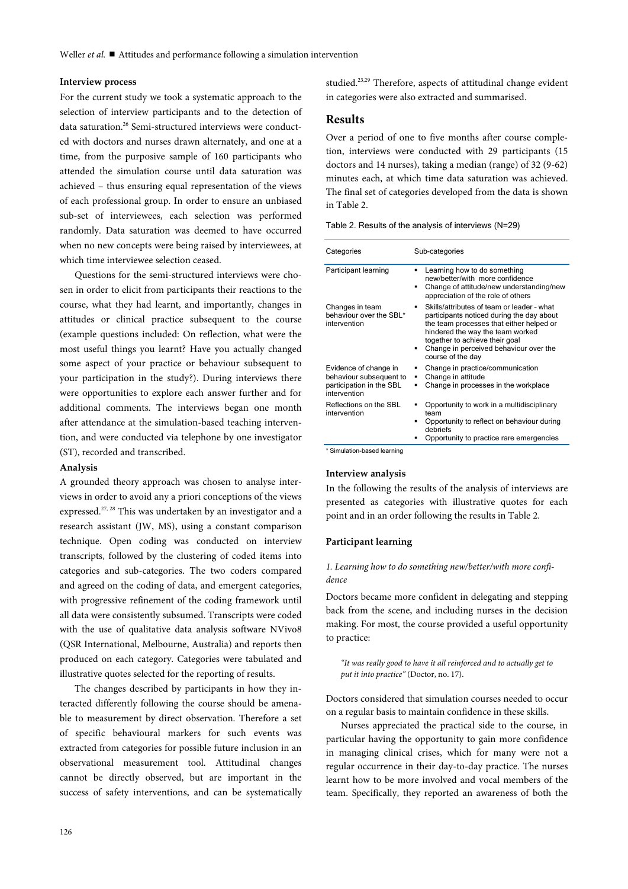### Interview process

For the current study we took a systematic approach to the selection of interview participants and to the detection of data saturation.[26] Semi-structured interviews were conducted with doctors and nurses drawn alternately, and one at a time, from the purposive sample of 160 participants who attended the simulation course until data saturation was achieved – thus ensuring equal representation of the views of each professional group. In order to ensure an unbiased sub-set of interviewees, each selection was performed randomly. Data saturation was deemed to have occurred when no new concepts were being raised by interviewees, at which time interviewee selection ceased.

Questions for the semi-structured interviews were chosen in order to elicit from participants their reactions to the course, what they had learnt, and importantly, changes in attitudes or clinical practice subsequent to the course (example questions included: On reflection, what were the most useful things you learnt? Have you actually changed some aspect of your practice or behaviour subsequent to your participation in the study?). During interviews there were opportunities to explore each answer further and for additional comments. The interviews began one month after attendance at the simulation-based teaching intervention, and were conducted via telephone by one investigator (ST), recorded and transcribed.

### Analysis

A grounded theory approach was chosen to analyse interviews in order to avoid any a priori conceptions of the views expressed.[27, 28] This was undertaken by an investigator and a research assistant (JW, MS), using a constant comparison technique. Open coding was conducted on interview transcripts, followed by the clustering of coded items into categories and sub-categories. The two coders compared and agreed on the coding of data, and emergent categories, with progressive refinement of the coding framework until all data were consistently subsumed. Transcripts were coded with the use of qualitative data analysis software NVivo8 (QSR International, Melbourne, Australia) and reports then produced on each category. Categories were tabulated and illustrative quotes selected for the reporting of results.

The changes described by participants in how they interacted differently following the course should be amenable to measurement by direct observation. Therefore a set of specific behavioural markers for such events was extracted from categories for possible future inclusion in an observational measurement tool. Attitudinal changes cannot be directly observed, but are important in the success of safety interventions, and can be systematically studied.[23,29] Therefore, aspects of attitudinal change evident in categories were also extracted and summarised.

## Results

Over a period of one to five months after course completion, interviews were conducted with 29 participants (15 doctors and 14 nurses), taking a median (range) of 32 (9-62) minutes each, at which time data saturation was achieved. The final set of categories developed from the data is shown in Table 2.

Table 2. Results of the analysis of interviews (N=29)

| Categories | Sub-categories |
|---|---|
| Participant learning | ▪ Learning how to do something new/better/with more confidence<br>▪ Change of attitude/new understanding/new appreciation of the role of others |
| Changes in team behaviour over the SBL* intervention | ▪ Skills/attributes of team or leader - what participants noticed during the day about the team processes that either helped or hindered the way the team worked together to achieve their goal<br>▪ Change in perceived behaviour over the course of the day |
| Evidence of change in behaviour subsequent to participation in the SBL intervention | ▪ Change in practice/communication<br>▪ Change in attitude<br>▪ Change in processes in the workplace |
| Reflections on the SBL intervention | ▪ Opportunity to work in a multidisciplinary team<br>▪ Opportunity to reflect on behaviour during debriefs<br>▪ Opportunity to practice rare emergencies |

\* Simulation-based learning

### Interview analysis

In the following the results of the analysis of interviews are presented as categories with illustrative quotes for each point and in an order following the results in Table 2.

### Participant learning

*1. Learning how to do something new/better/with more confidence*

Doctors became more confident in delegating and stepping back from the scene, and including nurses in the decision making. For most, the course provided a useful opportunity to practice:

> *"It was really good to have it all reinforced and to actually get to put it into practice"* (Doctor, no. 17).

Doctors considered that simulation courses needed to occur on a regular basis to maintain confidence in these skills.

Nurses appreciated the practical side to the course, in particular having the opportunity to gain more confidence in managing clinical crises, which for many were not a regular occurrence in their day-to-day practice. The nurses learnt how to be more involved and vocal members of the team. Specifically, they reported an awareness of both the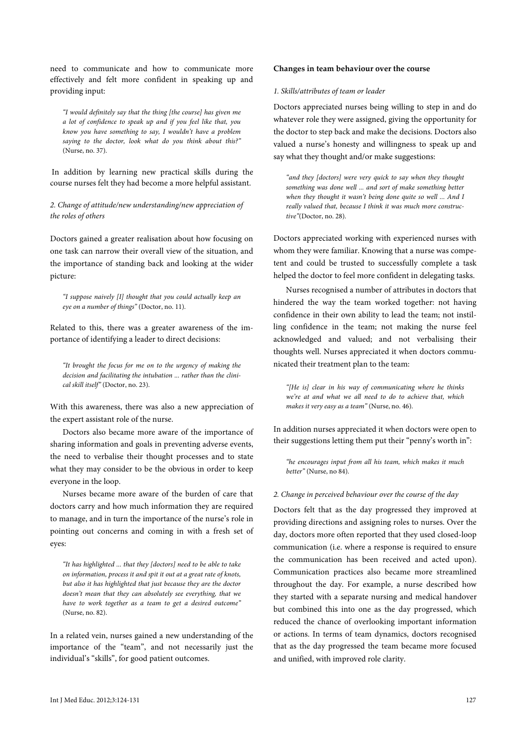need to communicate and how to communicate more effectively and felt more confident in speaking up and providing input:

> *"I would definitely say that the thing [the course] has given me a lot of confidence to speak up and if you feel like that, you know you have something to say, I wouldn't have a problem saying to the doctor, look what do you think about this?"* (Nurse, no. 37).

In addition by learning new practical skills during the course nurses felt they had become a more helpful assistant.

*2. Change of attitude/new understanding/new appreciation of the roles of others*

Doctors gained a greater realisation about how focusing on one task can narrow their overall view of the situation, and the importance of standing back and looking at the wider picture:

> *"I suppose naively [I] thought that you could actually keep an eye on a number of things"* (Doctor, no. 11).

Related to this, there was a greater awareness of the importance of identifying a leader to direct decisions:

> *"It brought the focus for me on to the urgency of making the decision and facilitating the intubation ... rather than the clinical skill itself"* (Doctor, no. 23).

With this awareness, there was also a new appreciation of the expert assistant role of the nurse.

Doctors also became more aware of the importance of sharing information and goals in preventing adverse events, the need to verbalise their thought processes and to state what they may consider to be the obvious in order to keep everyone in the loop.

Nurses became more aware of the burden of care that doctors carry and how much information they are required to manage, and in turn the importance of the nurse's role in pointing out concerns and coming in with a fresh set of eyes:

> *"It has highlighted ... that they [doctors] need to be able to take on information, process it and spit it out at a great rate of knots, but also it has highlighted that just because they are the doctor doesn't mean that they can absolutely see everything, that we have to work together as a team to get a desired outcome"* (Nurse, no. 82).

In a related vein, nurses gained a new understanding of the importance of the "team", and not necessarily just the individual's "skills", for good patient outcomes.

**Changes in team behaviour over the course**

*1. Skills/attributes of team or leader*

Doctors appreciated nurses being willing to step in and do whatever role they were assigned, giving the opportunity for the doctor to step back and make the decisions. Doctors also valued a nurse's honesty and willingness to speak up and say what they thought and/or make suggestions:

> *"and they [doctors] were very quick to say when they thought something was done well ... and sort of make something better when they thought it wasn't being done quite so well ... And I really valued that, because I think it was much more constructive"*(Doctor, no. 28).

Doctors appreciated working with experienced nurses with whom they were familiar. Knowing that a nurse was competent and could be trusted to successfully complete a task helped the doctor to feel more confident in delegating tasks.

Nurses recognised a number of attributes in doctors that hindered the way the team worked together: not having confidence in their own ability to lead the team; not instilling confidence in the team; not making the nurse feel acknowledged and valued; and not verbalising their thoughts well. Nurses appreciated it when doctors communicated their treatment plan to the team:

> *"[He is] clear in his way of communicating where he thinks we're at and what we all need to do to achieve that, which makes it very easy as a team"* (Nurse, no. 46).

In addition nurses appreciated it when doctors were open to their suggestions letting them put their "penny's worth in":

> *"he encourages input from all his team, which makes it much better"* (Nurse, no 84).

*2. Change in perceived behaviour over the course of the day*

Doctors felt that as the day progressed they improved at providing directions and assigning roles to nurses. Over the day, doctors more often reported that they used closed-loop communication (i.e. where a response is required to ensure the communication has been received and acted upon). Communication practices also became more streamlined throughout the day. For example, a nurse described how they started with a separate nursing and medical handover but combined this into one as the day progressed, which reduced the chance of overlooking important information or actions. In terms of team dynamics, doctors recognised that as the day progressed the team became more focused and unified, with improved role clarity.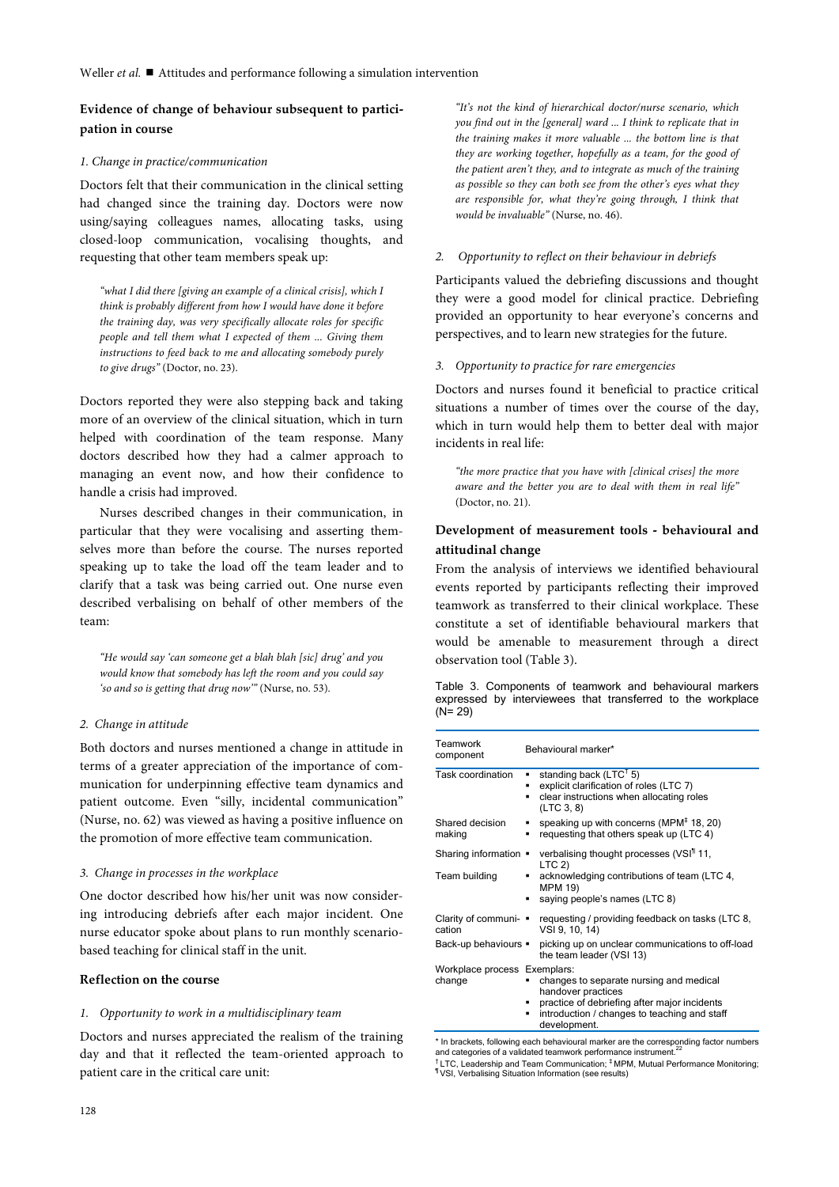## Evidence of change of behaviour subsequent to participation in course

### 1. Change in practice/communication

Doctors felt that their communication in the clinical setting had changed since the training day. Doctors were now using/saying colleagues names, allocating tasks, using closed-loop communication, vocalising thoughts, and requesting that other team members speak up:

> *"what I did there [giving an example of a clinical crisis], which I think is probably different from how I would have done it before the training day, was very specifically allocate roles for specific people and tell them what I expected of them ... Giving them instructions to feed back to me and allocating somebody purely to give drugs"* (Doctor, no. 23).

Doctors reported they were also stepping back and taking more of an overview of the clinical situation, which in turn helped with coordination of the team response. Many doctors described how they had a calmer approach to managing an event now, and how their confidence to handle a crisis had improved.

Nurses described changes in their communication, in particular that they were vocalising and asserting themselves more than before the course. The nurses reported speaking up to take the load off the team leader and to clarify that a task was being carried out. One nurse even described verbalising on behalf of other members of the team:

> *"He would say 'can someone get a blah blah [sic] drug' and you would know that somebody has left the room and you could say 'so and so is getting that drug now'"* (Nurse, no. 53).

### 2. Change in attitude

Both doctors and nurses mentioned a change in attitude in terms of a greater appreciation of the importance of communication for underpinning effective team dynamics and patient outcome. Even "silly, incidental communication" (Nurse, no. 62) was viewed as having a positive influence on the promotion of more effective team communication.

### 3. Change in processes in the workplace

One doctor described how his/her unit was now considering introducing debriefs after each major incident. One nurse educator spoke about plans to run monthly scenario-based teaching for clinical staff in the unit.

## Reflection on the course

### 1. Opportunity to work in a multidisciplinary team

Doctors and nurses appreciated the realism of the training day and that it reflected the team-oriented approach to patient care in the critical care unit:

> *"It's not the kind of hierarchical doctor/nurse scenario, which you find out in the [general] ward ... I think to replicate that in the training makes it more valuable ... the bottom line is that they are working together, hopefully as a team, for the good of the patient aren't they, and to integrate as much of the training as possible so they can both see from the other's eyes what they are responsible for, what they're going through, I think that would be invaluable"* (Nurse, no. 46).

### 2. Opportunity to reflect on their behaviour in debriefs

Participants valued the debriefing discussions and thought they were a good model for clinical practice. Debriefing provided an opportunity to hear everyone's concerns and perspectives, and to learn new strategies for the future.

### 3. Opportunity to practice for rare emergencies

Doctors and nurses found it beneficial to practice critical situations a number of times over the course of the day, which in turn would help them to better deal with major incidents in real life:

> *"the more practice that you have with [clinical crises] the more aware and the better you are to deal with them in real life"* (Doctor, no. 21).

## Development of measurement tools - behavioural and attitudinal change

From the analysis of interviews we identified behavioural events reported by participants reflecting their improved teamwork as transferred to their clinical workplace. These constitute a set of identifiable behavioural markers that would be amenable to measurement through a direct observation tool (Table 3).

Table 3. Components of teamwork and behavioural markers expressed by interviewees that transferred to the workplace (N= 29)

| Teamwork component | Behavioural marker* |
|---|---|
| Task coordination | ▪ standing back (LTC[†] 5)<br>▪ explicit clarification of roles (LTC 7)<br>▪ clear instructions when allocating roles (LTC 3, 8) |
| Shared decision making | ▪ speaking up with concerns (MPM[‡] 18, 20)<br>▪ requesting that others speak up (LTC 4) |
| Sharing information | ▪ verbalising thought processes (VSI[¶] 11, LTC 2) |
| Team building | ▪ acknowledging contributions of team (LTC 4, MPM 19)<br>▪ saying people's names (LTC 8) |
| Clarity of communication | ▪ requesting / providing feedback on tasks (LTC 8, VSI 9, 10, 14) |
| Back-up behaviours | ▪ picking up on unclear communications to off-load the team leader (VSI 13) |
| Workplace process change | Exemplars:<br>▪ changes to separate nursing and medical handover practices<br>▪ practice of debriefing after major incidents<br>▪ introduction / changes to teaching and staff development. |

\* In brackets, following each behavioural marker are the corresponding factor numbers and categories of a validated teamwork performance instrument.[22]
[†] LTC, Leadership and Team Communication; [‡] MPM, Mutual Performance Monitoring; [¶] VSI, Verbalising Situation Information (see results)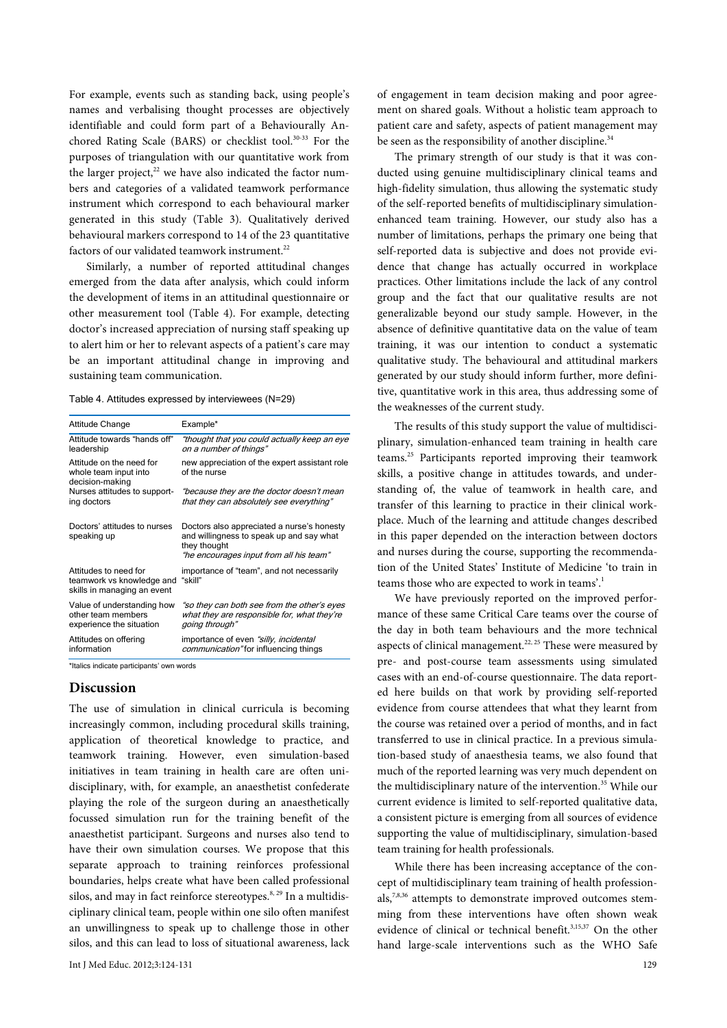For example, events such as standing back, using people's names and verbalising thought processes are objectively identifiable and could form part of a Behaviourally Anchored Rating Scale (BARS) or checklist tool.[30-33] For the purposes of triangulation with our quantitative work from the larger project,[22] we have also indicated the factor numbers and categories of a validated teamwork performance instrument which correspond to each behavioural marker generated in this study (Table 3). Qualitatively derived behavioural markers correspond to 14 of the 23 quantitative factors of our validated teamwork instrument.[22]

Similarly, a number of reported attitudinal changes emerged from the data after analysis, which could inform the development of items in an attitudinal questionnaire or other measurement tool (Table 4). For example, detecting doctor's increased appreciation of nursing staff speaking up to alert him or her to relevant aspects of a patient's care may be an important attitudinal change in improving and sustaining team communication.

Table 4. Attitudes expressed by interviewees (N=29)

| Attitude Change | Example* |
|---|---|
| Attitude towards "hands off" leadership | *"thought that you could actually keep an eye on a number of things"* |
| Attitude on the need for whole team input into decision-making | new appreciation of the expert assistant role of the nurse |
| Nurses attitudes to supporting doctors | *"because they are the doctor doesn't mean that they can absolutely see everything"* |
| Doctors' attitudes to nurses speaking up | Doctors also appreciated a nurse's honesty and willingness to speak up and say what they thought *"he encourages input from all his team"* |
| Attitudes to need for teamwork vs knowledge and skills in managing an event | importance of "team", and not necessarily "skill" |
| Value of understanding how other team members experience the situation | *"so they can both see from the other's eyes what they are responsible for, what they're going through"* |
| Attitudes on offering information | importance of even *"silly, incidental communication"* for influencing things |

*Italics indicate participants' own words

## Discussion

The use of simulation in clinical curricula is becoming increasingly common, including procedural skills training, application of theoretical knowledge to practice, and teamwork training. However, even simulation-based initiatives in team training in health care are often unidisciplinary, with, for example, an anaesthetist confederate playing the role of the surgeon during an anaesthetically focussed simulation run for the training benefit of the anaesthetist participant. Surgeons and nurses also tend to have their own simulation courses. We propose that this separate approach to training reinforces professional boundaries, helps create what have been called professional silos, and may in fact reinforce stereotypes.[8, 29] In a multidisciplinary clinical team, people within one silo often manifest an unwillingness to speak up to challenge those in other silos, and this can lead to loss of situational awareness, lack of engagement in team decision making and poor agreement on shared goals. Without a holistic team approach to patient care and safety, aspects of patient management may be seen as the responsibility of another discipline.[34]

The primary strength of our study is that it was conducted using genuine multidisciplinary clinical teams and high-fidelity simulation, thus allowing the systematic study of the self-reported benefits of multidisciplinary simulation-enhanced team training. However, our study also has a number of limitations, perhaps the primary one being that self-reported data is subjective and does not provide evidence that change has actually occurred in workplace practices. Other limitations include the lack of any control group and the fact that our qualitative results are not generalizable beyond our study sample. However, in the absence of definitive quantitative data on the value of team training, it was our intention to conduct a systematic qualitative study. The behavioural and attitudinal markers generated by our study should inform further, more definitive, quantitative work in this area, thus addressing some of the weaknesses of the current study.

The results of this study support the value of multidisciplinary, simulation-enhanced team training in health care teams.[25] Participants reported improving their teamwork skills, a positive change in attitudes towards, and understanding of, the value of teamwork in health care, and transfer of this learning to practice in their clinical workplace. Much of the learning and attitude changes described in this paper depended on the interaction between doctors and nurses during the course, supporting the recommendation of the United States' Institute of Medicine 'to train in teams those who are expected to work in teams'.[1]

We have previously reported on the improved performance of these same Critical Care teams over the course of the day in both team behaviours and the more technical aspects of clinical management.[22, 25] These were measured by pre- and post-course team assessments using simulated cases with an end-of-course questionnaire. The data reported here builds on that work by providing self-reported evidence from course attendees that what they learnt from the course was retained over a period of months, and in fact transferred to use in clinical practice. In a previous simulation-based study of anaesthesia teams, we also found that much of the reported learning was very much dependent on the multidisciplinary nature of the intervention.[35] While our current evidence is limited to self-reported qualitative data, a consistent picture is emerging from all sources of evidence supporting the value of multidisciplinary, simulation-based team training for health professionals.

While there has been increasing acceptance of the concept of multidisciplinary team training of health professionals,[7,8,36] attempts to demonstrate improved outcomes stemming from these interventions have often shown weak evidence of clinical or technical benefit.[3,15,37] On the other hand large-scale interventions such as the WHO Safe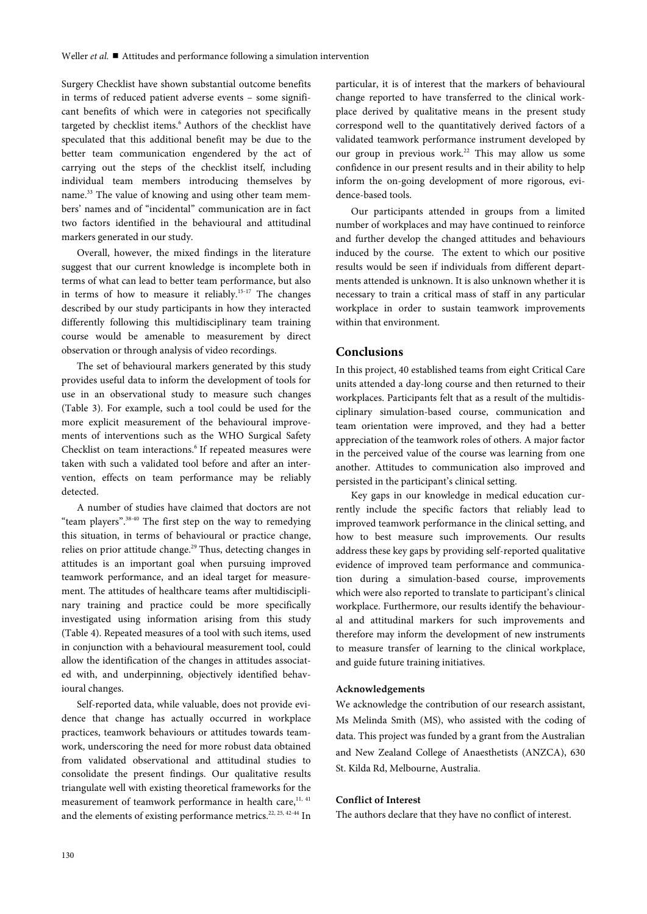Surgery Checklist have shown substantial outcome benefits in terms of reduced patient adverse events – some significant benefits of which were in categories not specifically targeted by checklist items.[6] Authors of the checklist have speculated that this additional benefit may be due to the better team communication engendered by the act of carrying out the steps of the checklist itself, including individual team members introducing themselves by name.[33] The value of knowing and using other team members' names and of "incidental" communication are in fact two factors identified in the behavioural and attitudinal markers generated in our study.

Overall, however, the mixed findings in the literature suggest that our current knowledge is incomplete both in terms of what can lead to better team performance, but also in terms of how to measure it reliably.[15-17] The changes described by our study participants in how they interacted differently following this multidisciplinary team training course would be amenable to measurement by direct observation or through analysis of video recordings.

The set of behavioural markers generated by this study provides useful data to inform the development of tools for use in an observational study to measure such changes (Table 3). For example, such a tool could be used for the more explicit measurement of the behavioural improvements of interventions such as the WHO Surgical Safety Checklist on team interactions.[6] If repeated measures were taken with such a validated tool before and after an intervention, effects on team performance may be reliably detected.

A number of studies have claimed that doctors are not "team players".[38-40] The first step on the way to remedying this situation, in terms of behavioural or practice change, relies on prior attitude change.[29] Thus, detecting changes in attitudes is an important goal when pursuing improved teamwork performance, and an ideal target for measurement. The attitudes of healthcare teams after multidisciplinary training and practice could be more specifically investigated using information arising from this study (Table 4). Repeated measures of a tool with such items, used in conjunction with a behavioural measurement tool, could allow the identification of the changes in attitudes associated with, and underpinning, objectively identified behavioural changes.

Self-reported data, while valuable, does not provide evidence that change has actually occurred in workplace practices, teamwork behaviours or attitudes towards teamwork, underscoring the need for more robust data obtained from validated observational and attitudinal studies to consolidate the present findings. Our qualitative results triangulate well with existing theoretical frameworks for the measurement of teamwork performance in health care,[11, 41] and the elements of existing performance metrics.[22, 25, 42-44] In particular, it is of interest that the markers of behavioural change reported to have transferred to the clinical workplace derived by qualitative means in the present study correspond well to the quantitatively derived factors of a validated teamwork performance instrument developed by our group in previous work.[22] This may allow us some confidence in our present results and in their ability to help inform the on-going development of more rigorous, evidence-based tools.

Our participants attended in groups from a limited number of workplaces and may have continued to reinforce and further develop the changed attitudes and behaviours induced by the course. The extent to which our positive results would be seen if individuals from different departments attended is unknown. It is also unknown whether it is necessary to train a critical mass of staff in any particular workplace in order to sustain teamwork improvements within that environment.

## Conclusions

In this project, 40 established teams from eight Critical Care units attended a day-long course and then returned to their workplaces. Participants felt that as a result of the multidisciplinary simulation-based course, communication and team orientation were improved, and they had a better appreciation of the teamwork roles of others. A major factor in the perceived value of the course was learning from one another. Attitudes to communication also improved and persisted in the participant's clinical setting.

Key gaps in our knowledge in medical education currently include the specific factors that reliably lead to improved teamwork performance in the clinical setting, and how to best measure such improvements. Our results address these key gaps by providing self-reported qualitative evidence of improved team performance and communication during a simulation-based course, improvements which were also reported to translate to participant's clinical workplace. Furthermore, our results identify the behavioural and attitudinal markers for such improvements and therefore may inform the development of new instruments to measure transfer of learning to the clinical workplace, and guide future training initiatives.

#### Acknowledgements

We acknowledge the contribution of our research assistant, Ms Melinda Smith (MS), who assisted with the coding of data. This project was funded by a grant from the Australian and New Zealand College of Anaesthetists (ANZCA), 630 St. Kilda Rd, Melbourne, Australia.

#### Conflict of Interest

The authors declare that they have no conflict of interest.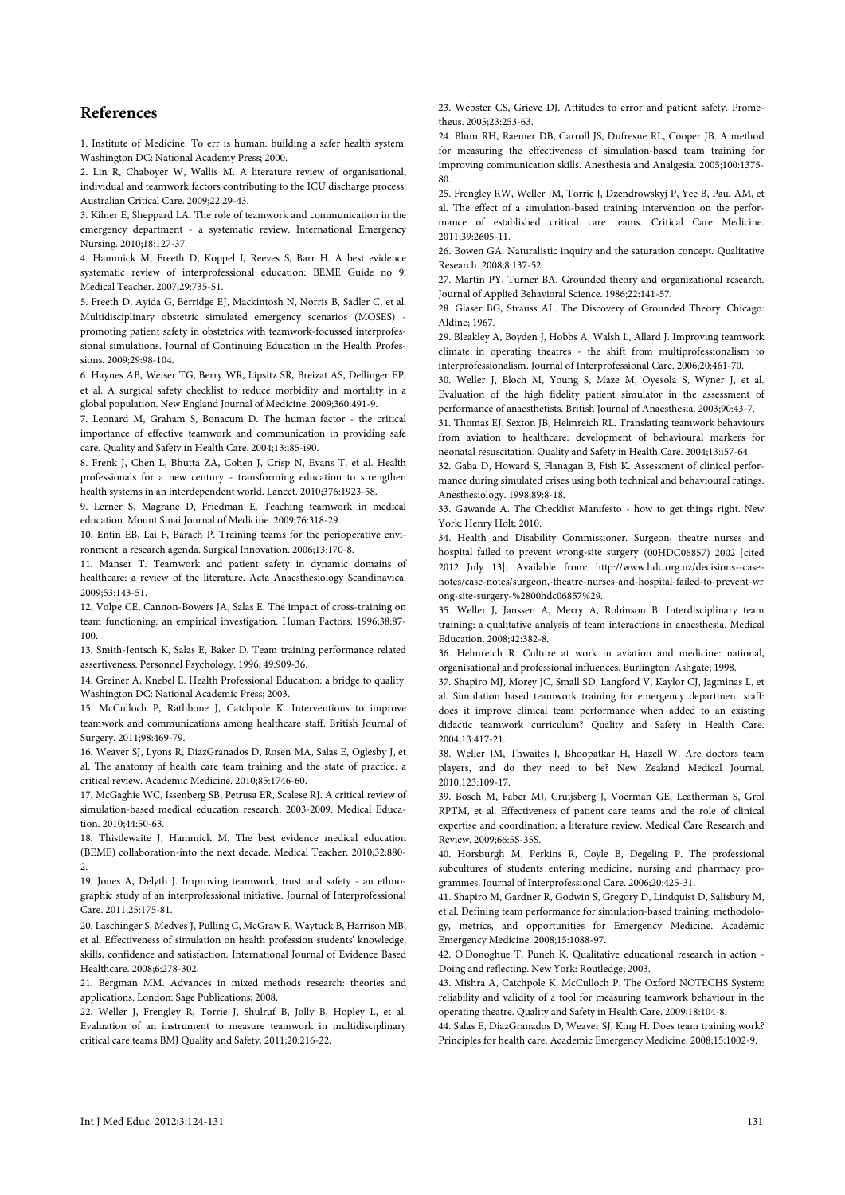## References

1. Institute of Medicine. To err is human: building a safer health system. Washington DC: National Academy Press; 2000.
2. Lin R, Chaboyer W, Wallis M. A literature review of organisational, individual and teamwork factors contributing to the ICU discharge process. Australian Critical Care. 2009;22:29-43.
3. Kilner E, Sheppard LA. The role of teamwork and communication in the emergency department - a systematic review. International Emergency Nursing. 2010;18:127-37.
4. Hammick M, Freeth D, Koppel I, Reeves S, Barr H. A best evidence systematic review of interprofessional education: BEME Guide no 9. Medical Teacher. 2007;29:735-51.
5. Freeth D, Ayida G, Berridge EJ, Mackintosh N, Norris B, Sadler C, et al. Multidisciplinary obstetric simulated emergency scenarios (MOSES) - promoting patient safety in obstetrics with teamwork-focussed interprofessional simulations. Journal of Continuing Education in the Health Professions. 2009;29:98-104.
6. Haynes AB, Weiser TG, Berry WR, Lipsitz SR, Breizat AS, Dellinger EP, et al. A surgical safety checklist to reduce morbidity and mortality in a global population. New England Journal of Medicine. 2009;360:491-9.
7. Leonard M, Graham S, Bonacum D. The human factor - the critical importance of effective teamwork and communication in providing safe care. Quality and Safety in Health Care. 2004;13:i85-i90.
8. Frenk J, Chen L, Bhutta ZA, Cohen J, Crisp N, Evans T, et al. Health professionals for a new century - transforming education to strengthen health systems in an interdependent world. Lancet. 2010;376:1923-58.
9. Lerner S, Magrane D, Friedman E. Teaching teamwork in medical education. Mount Sinai Journal of Medicine. 2009;76:318-29.
10. Entin EB, Lai F, Barach P. Training teams for the perioperative environment: a research agenda. Surgical Innovation. 2006;13:170-8.
11. Manser T. Teamwork and patient safety in dynamic domains of healthcare: a review of the literature. Acta Anaesthesiology Scandinavica. 2009;53:143-51.
12. Volpe CE, Cannon-Bowers JA, Salas E. The impact of cross-training on team functioning: an empirical investigation. Human Factors. 1996;38:87-100.
13. Smith-Jentsch K, Salas E, Baker D. Team training performance related assertiveness. Personnel Psychology. 1996; 49:909-36.
14. Greiner A, Knebel E. Health Professional Education: a bridge to quality. Washington DC: National Academic Press; 2003.
15. McCulloch P, Rathbone J, Catchpole K. Interventions to improve teamwork and communications among healthcare staff. British Journal of Surgery. 2011;98:469-79.
16. Weaver SJ, Lyons R, DiazGranados D, Rosen MA, Salas E, Oglesby J, et al. The anatomy of health care team training and the state of practice: a critical review. Academic Medicine. 2010;85:1746-60.
17. McGaghie WC, Issenberg SB, Petrusa ER, Scalese RJ. A critical review of simulation-based medical education research: 2003-2009. Medical Education. 2010;44:50-63.
18. Thistlewaite J, Hammick M. The best evidence medical education (BEME) collaboration-into the next decade. Medical Teacher. 2010;32:880-2.
19. Jones A, Delyth J. Improving teamwork, trust and safety - an ethnographic study of an interprofessional initiative. Journal of Interprofessional Care. 2011;25:175-81.
20. Laschinger S, Medves J, Pulling C, McGraw R, Waytuck B, Harrison MB, et al. Effectiveness of simulation on health profession students' knowledge, skills, confidence and satisfaction. International Journal of Evidence Based Healthcare. 2008;6:278-302.
21. Bergman MM. Advances in mixed methods research: theories and applications. London: Sage Publications; 2008.
22. Weller J, Frengley R, Torrie J, Shulruf B, Jolly B, Hopley L, et al. Evaluation of an instrument to measure teamwork in multidisciplinary critical care teams BMJ Quality and Safety. 2011;20:216-22.
23. Webster CS, Grieve DJ. Attitudes to error and patient safety. Prometheus. 2005;23:253-63.
24. Blum RH, Raemer DB, Carroll JS, Dufresne RL, Cooper JB. A method for measuring the effectiveness of simulation-based team training for improving communication skills. Anesthesia and Analgesia. 2005;100:1375-80.
25. Frengley RW, Weller JM, Torrie J, Dzendrowskyj P, Yee B, Paul AM, et al. The effect of a simulation-based training intervention on the performance of established critical care teams. Critical Care Medicine. 2011;39:2605-11.
26. Bowen GA. Naturalistic inquiry and the saturation concept. Qualitative Research. 2008;8:137-52.
27. Martin PY, Turner BA. Grounded theory and organizational research. Journal of Applied Behavioral Science. 1986;22:141-57.
28. Glaser BG, Strauss AL. The Discovery of Grounded Theory. Chicago: Aldine; 1967.
29. Bleakley A, Boyden J, Hobbs A, Walsh L, Allard J. Improving teamwork climate in operating theatres - the shift from multiprofessionalism to interprofessionalism. Journal of Interprofessional Care. 2006;20:461-70.
30. Weller J, Bloch M, Young S, Maze M, Oyesola S, Wyner J, et al. Evaluation of the high fidelity patient simulator in the assessment of performance of anaesthetists. British Journal of Anaesthesia. 2003;90:43-7.
31. Thomas EJ, Sexton JB, Helmreich RL. Translating teamwork behaviours from aviation to healthcare: development of behavioural markers for neonatal resuscitation. Quality and Safety in Health Care. 2004;13:i57-64.
32. Gaba D, Howard S, Flanagan B, Fish K. Assessment of clinical performance during simulated crises using both technical and behavioural ratings. Anesthesiology. 1998;89:8-18.
33. Gawande A. The Checklist Manifesto - how to get things right. New York: Henry Holt; 2010.
34. Health and Disability Commissioner. Surgeon, theatre nurses and hospital failed to prevent wrong-site surgery (00HDC06857) 2002 [cited 2012 July 13]; Available from: http://www.hdc.org.nz/decisions--case-notes/case-notes/surgeon,-theatre-nurses-and-hospital-failed-to-prevent-wrong-site-surgery-%2800hdc06857%29.
35. Weller J, Janssen A, Merry A, Robinson B. Interdisciplinary team training: a qualitative analysis of team interactions in anaesthesia. Medical Education. 2008;42:382-8.
36. Helmreich R. Culture at work in aviation and medicine: national, organisational and professional influences. Burlington: Ashgate; 1998.
37. Shapiro MJ, Morey JC, Small SD, Langford V, Kaylor CJ, Jagminas L, et al. Simulation based teamwork training for emergency department staff: does it improve clinical team performance when added to an existing didactic teamwork curriculum? Quality and Safety in Health Care. 2004;13:417-21.
38. Weller JM, Thwaites J, Bhoopatkar H, Hazell W. Are doctors team players, and do they need to be? New Zealand Medical Journal. 2010;123:109-17.
39. Bosch M, Faber MJ, Cruijsberg J, Voerman GE, Leatherman S, Grol RPTM, et al. Effectiveness of patient care teams and the role of clinical expertise and coordination: a literature review. Medical Care Research and Review. 2009;66:5S-35S.
40. Horsburgh M, Perkins R, Coyle B, Degeling P. The professional subcultures of students entering medicine, nursing and pharmacy programmes. Journal of Interprofessional Care. 2006;20:425-31.
41. Shapiro M, Gardner R, Godwin S, Gregory D, Lindquist D, Salisbury M, et al. Defining team performance for simulation-based training: methodology, metrics, and opportunities for Emergency Medicine. Academic Emergency Medicine. 2008;15:1088-97.
42. O'Donoghue T, Punch K. Qualitative educational research in action - Doing and reflecting. New York: Routledge; 2003.
43. Mishra A, Catchpole K, McCulloch P. The Oxford NOTECHS System: reliability and validity of a tool for measuring teamwork behaviour in the operating theatre. Quality and Safety in Health Care. 2009;18:104-8.
44. Salas E, DiazGranados D, Weaver SJ, King H. Does team training work? Principles for health care. Academic Emergency Medicine. 2008;15:1002-9.